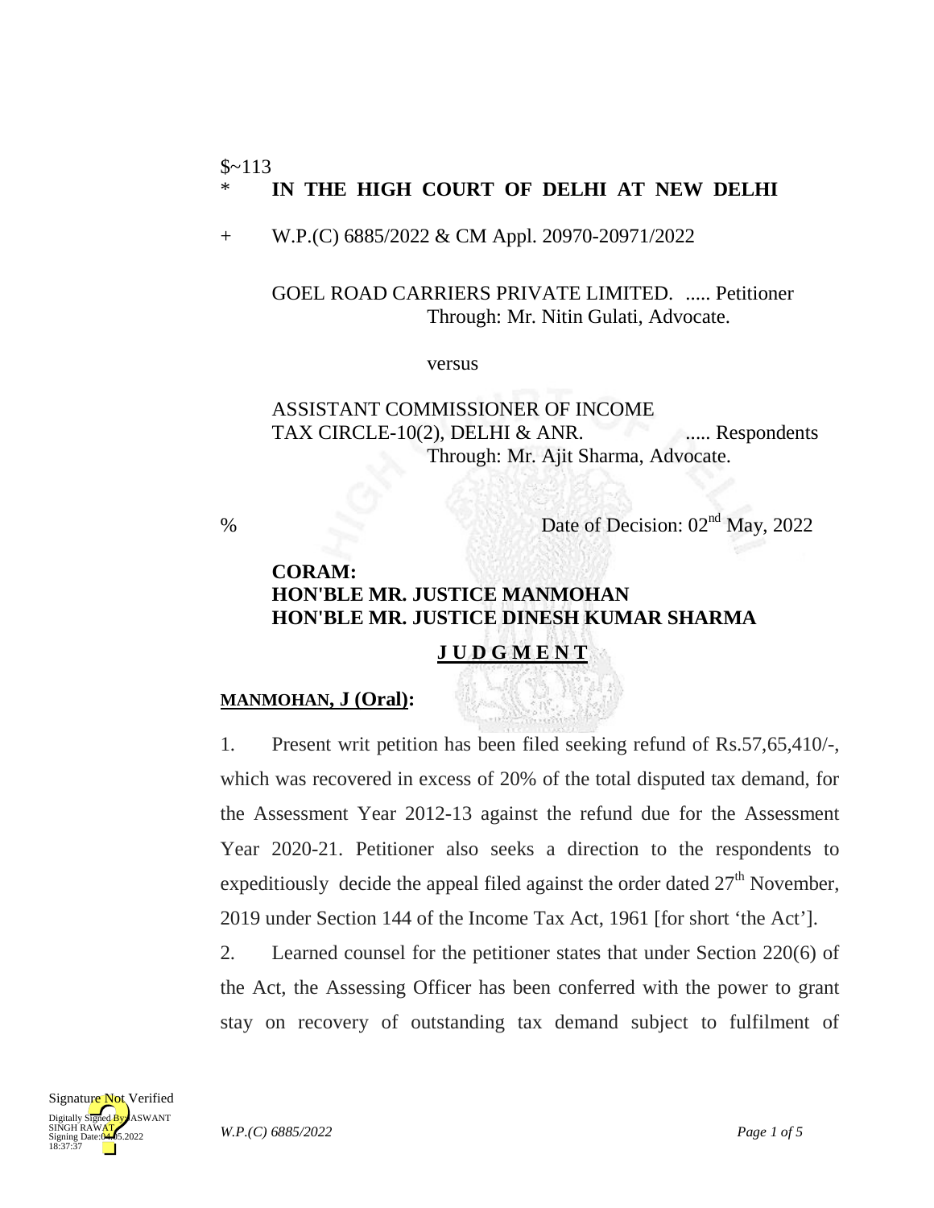$~113

\* **IN THE HIGH COURT OF DELHI AT NEW DELHI**

\+ W.P.(C) 6885/2022 & CM Appl. 20970-20971/2022

GOEL ROAD CARRIERS PRIVATE LIMITED. ..... Petitioner
Through: Mr. Nitin Gulati, Advocate.

versus

ASSISTANT COMMISSIONER OF INCOME TAX CIRCLE-10(2), DELHI & ANR. ..... Respondents
Through: Mr. Ajit Sharma, Advocate.

% Date of Decision: 02nd May, 2022

**CORAM:**
**HON'BLE MR. JUSTICE MANMOHAN**
**HON'BLE MR. JUSTICE DINESH KUMAR SHARMA**

**JUDGMENT**

**MANMOHAN, J (Oral):**

1. Present writ petition has been filed seeking refund of Rs.57,65,410/-, which was recovered in excess of 20% of the total disputed tax demand, for the Assessment Year 2012-13 against the refund due for the Assessment Year 2020-21. Petitioner also seeks a direction to the respondents to expeditiously decide the appeal filed against the order dated 27th November, 2019 under Section 144 of the Income Tax Act, 1961 [for short 'the Act'].

2. Learned counsel for the petitioner states that under Section 220(6) of the Act, the Assessing Officer has been conferred with the power to grant stay on recovery of outstanding tax demand subject to fulfilment of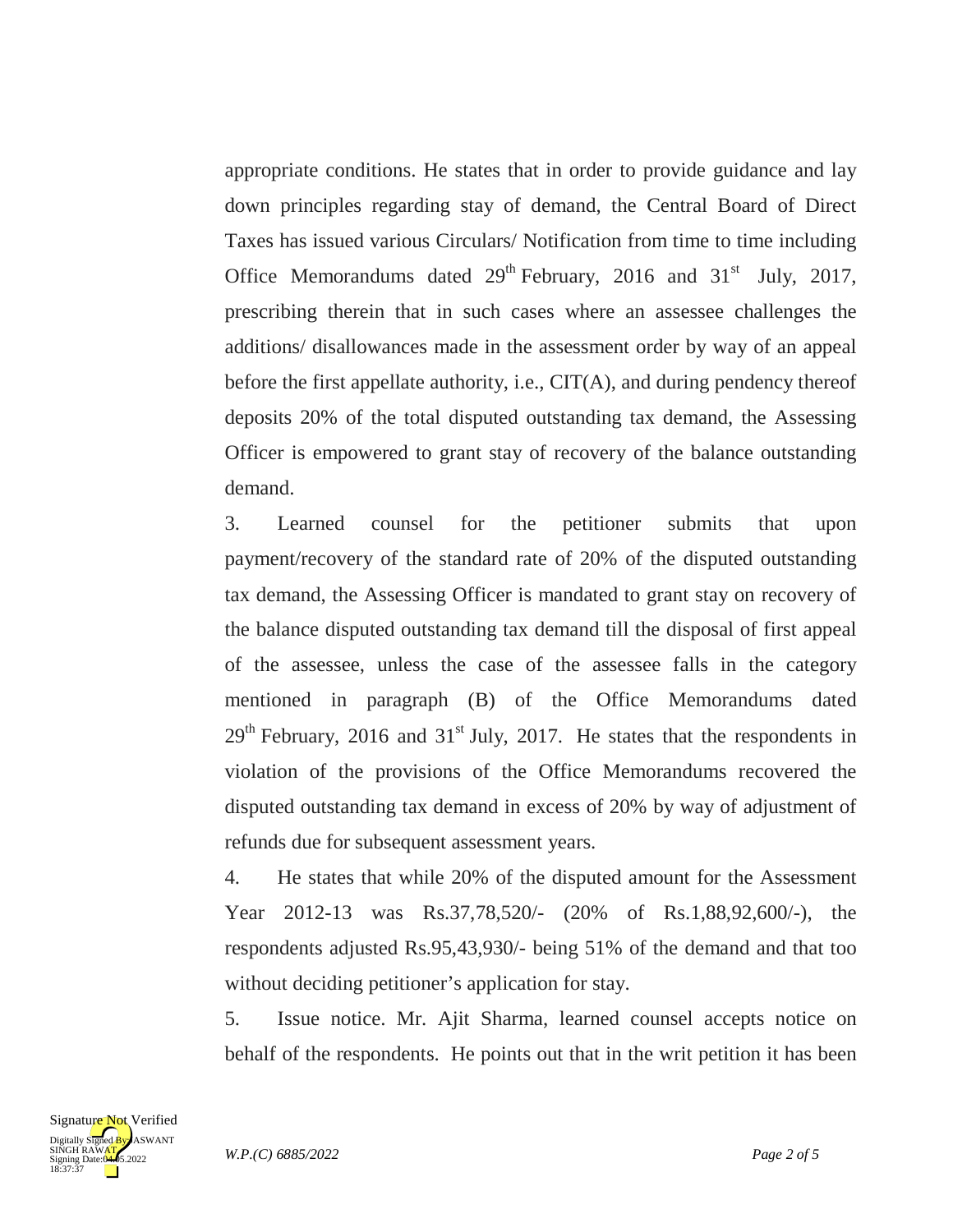appropriate conditions. He states that in order to provide guidance and lay down principles regarding stay of demand, the Central Board of Direct Taxes has issued various Circulars/ Notification from time to time including Office Memorandums dated 29th February, 2016 and 31st July, 2017, prescribing therein that in such cases where an assessee challenges the additions/ disallowances made in the assessment order by way of an appeal before the first appellate authority, i.e., CIT(A), and during pendency thereof deposits 20% of the total disputed outstanding tax demand, the Assessing Officer is empowered to grant stay of recovery of the balance outstanding demand.

3. Learned counsel for the petitioner submits that upon payment/recovery of the standard rate of 20% of the disputed outstanding tax demand, the Assessing Officer is mandated to grant stay on recovery of the balance disputed outstanding tax demand till the disposal of first appeal of the assessee, unless the case of the assessee falls in the category mentioned in paragraph (B) of the Office Memorandums dated 29th February, 2016 and 31st July, 2017. He states that the respondents in violation of the provisions of the Office Memorandums recovered the disputed outstanding tax demand in excess of 20% by way of adjustment of refunds due for subsequent assessment years.

4. He states that while 20% of the disputed amount for the Assessment Year 2012-13 was Rs.37,78,520/- (20% of Rs.1,88,92,600/-), the respondents adjusted Rs.95,43,930/- being 51% of the demand and that too without deciding petitioner's application for stay.

5. Issue notice. Mr. Ajit Sharma, learned counsel accepts notice on behalf of the respondents. He points out that in the writ petition it has been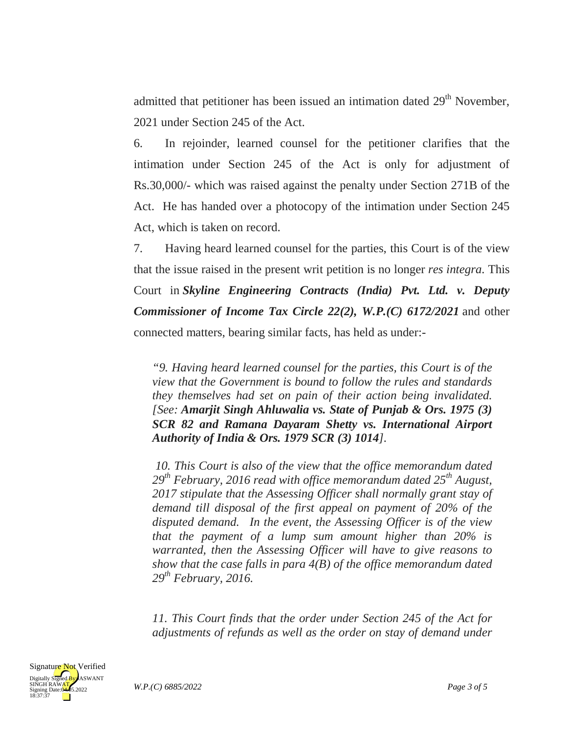admitted that petitioner has been issued an intimation dated 29th November, 2021 under Section 245 of the Act.

6. In rejoinder, learned counsel for the petitioner clarifies that the intimation under Section 245 of the Act is only for adjustment of Rs.30,000/- which was raised against the penalty under Section 271B of the Act. He has handed over a photocopy of the intimation under Section 245 Act, which is taken on record.

7. Having heard learned counsel for the parties, this Court is of the view that the issue raised in the present writ petition is no longer *res integra*. This Court in ***Skyline Engineering Contracts (India) Pvt. Ltd. v. Deputy Commissioner of Income Tax Circle 22(2), W.P.(C) 6172/2021*** and other connected matters, bearing similar facts, has held as under:-

> *"9. Having heard learned counsel for the parties, this Court is of the view that the Government is bound to follow the rules and standards they themselves had set on pain of their action being invalidated. [See:* ***Amarjit Singh Ahluwalia vs. State of Punjab & Ors. 1975 (3) SCR 82 and Ramana Dayaram Shetty vs. International Airport Authority of India & Ors. 1979 SCR (3) 1014****].*
>
> *10. This Court is also of the view that the office memorandum dated 29th February, 2016 read with office memorandum dated 25th August, 2017 stipulate that the Assessing Officer shall normally grant stay of demand till disposal of the first appeal on payment of 20% of the disputed demand. In the event, the Assessing Officer is of the view that the payment of a lump sum amount higher than 20% is warranted, then the Assessing Officer will have to give reasons to show that the case falls in para 4(B) of the office memorandum dated 29th February, 2016.*
>
> *11. This Court finds that the order under Section 245 of the Act for adjustments of refunds as well as the order on stay of demand under*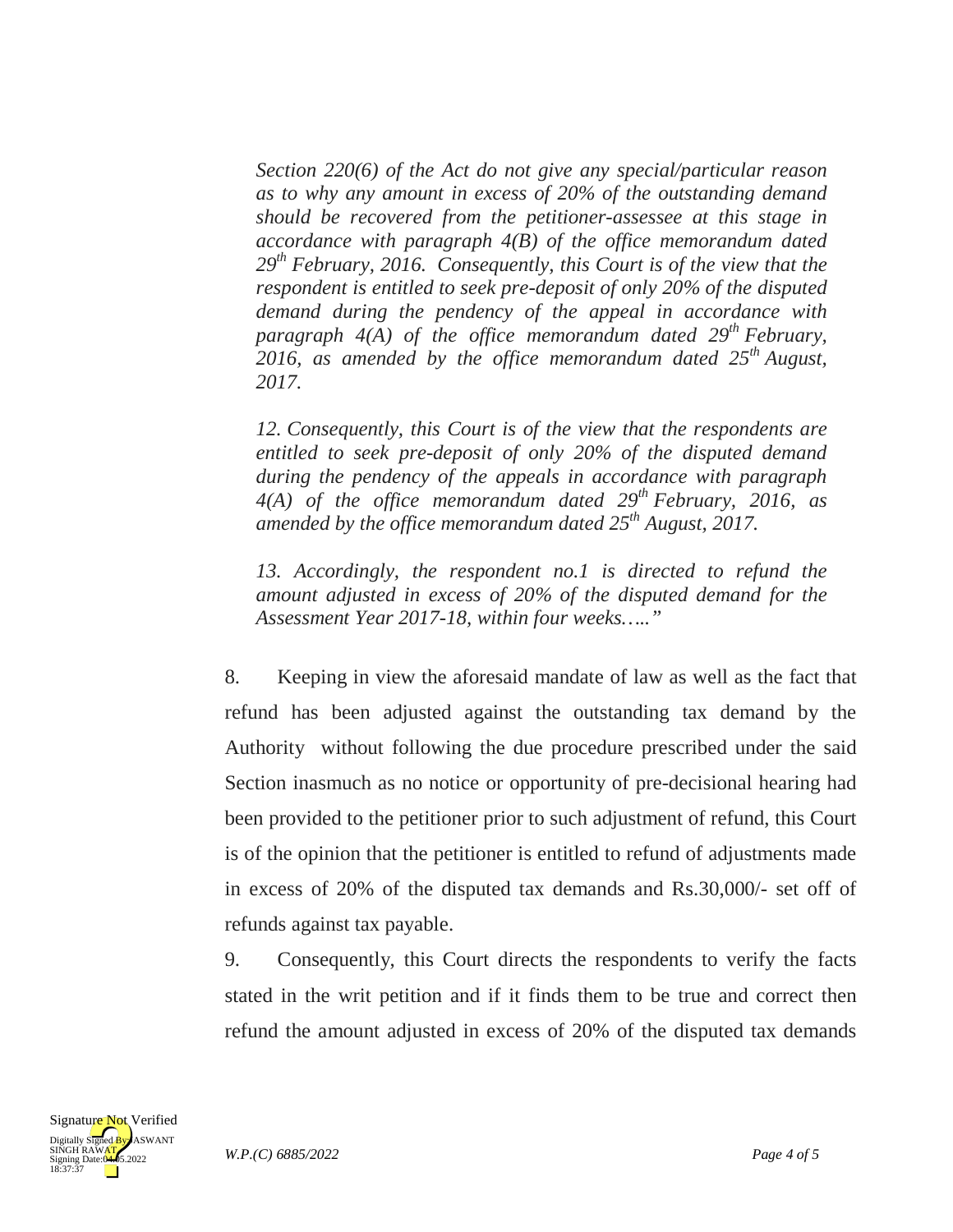*Section 220(6) of the Act do not give any special/particular reason as to why any amount in excess of 20% of the outstanding demand should be recovered from the petitioner-assessee at this stage in accordance with paragraph 4(B) of the office memorandum dated 29th February, 2016. Consequently, this Court is of the view that the respondent is entitled to seek pre-deposit of only 20% of the disputed demand during the pendency of the appeal in accordance with paragraph 4(A) of the office memorandum dated 29th February, 2016, as amended by the office memorandum dated 25th August, 2017.*

*12. Consequently, this Court is of the view that the respondents are entitled to seek pre-deposit of only 20% of the disputed demand during the pendency of the appeals in accordance with paragraph 4(A) of the office memorandum dated 29th February, 2016, as amended by the office memorandum dated 25th August, 2017.*

*13. Accordingly, the respondent no.1 is directed to refund the amount adjusted in excess of 20% of the disputed demand for the Assessment Year 2017-18, within four weeks….."*

8. Keeping in view the aforesaid mandate of law as well as the fact that refund has been adjusted against the outstanding tax demand by the Authority without following the due procedure prescribed under the said Section inasmuch as no notice or opportunity of pre-decisional hearing had been provided to the petitioner prior to such adjustment of refund, this Court is of the opinion that the petitioner is entitled to refund of adjustments made in excess of 20% of the disputed tax demands and Rs.30,000/- set off of refunds against tax payable.

9. Consequently, this Court directs the respondents to verify the facts stated in the writ petition and if it finds them to be true and correct then refund the amount adjusted in excess of 20% of the disputed tax demands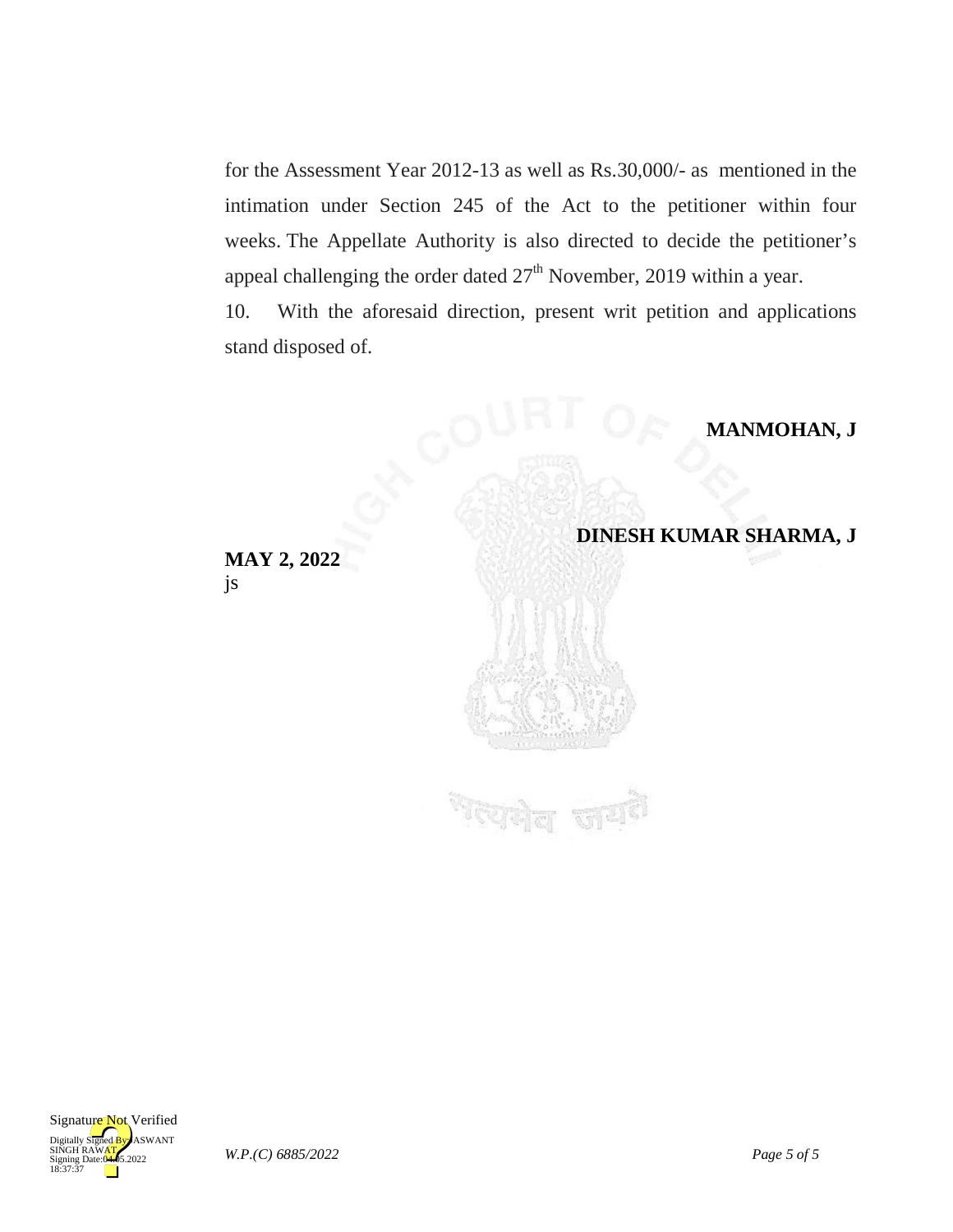for the Assessment Year 2012-13 as well as Rs.30,000/- as mentioned in the intimation under Section 245 of the Act to the petitioner within four weeks. The Appellate Authority is also directed to decide the petitioner's appeal challenging the order dated 27th November, 2019 within a year.

10. With the aforesaid direction, present writ petition and applications stand disposed of.

**MANMOHAN, J**

**DINESH KUMAR SHARMA, J**

**MAY 2, 2022**
js